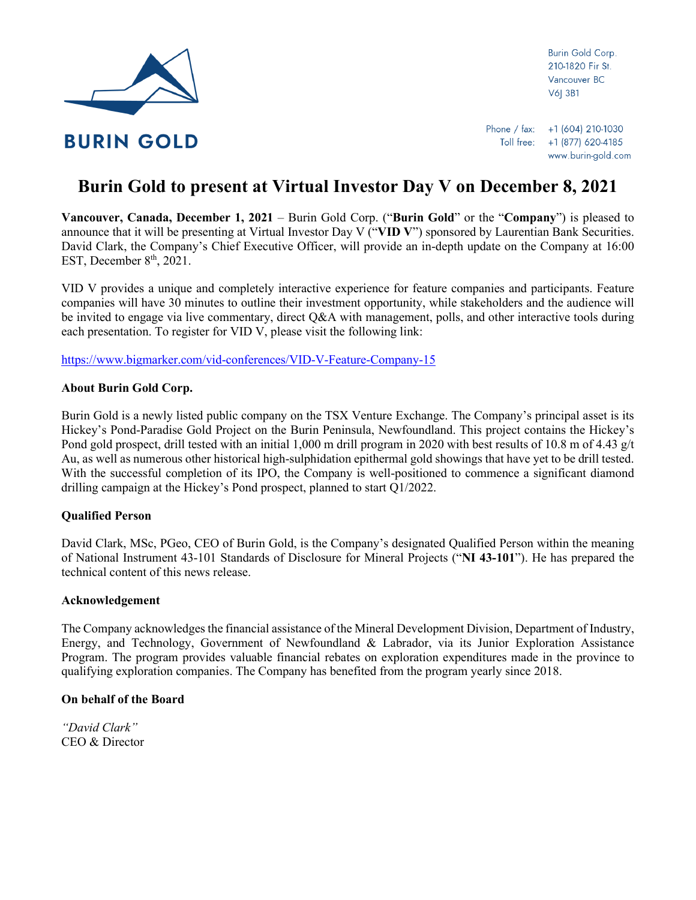BURIN GOLD

Burin Gold Corp.
210-1820 Fir St.
Vancouver BC
V6J 3B1

Phone / fax: +1 (604) 210-1030
Toll free: +1 (877) 620-4185
www.burin-gold.com

# Burin Gold to present at Virtual Investor Day V on December 8, 2021

**Vancouver, Canada, December 1, 2021** – Burin Gold Corp. ("**Burin Gold**" or the "**Company**") is pleased to announce that it will be presenting at Virtual Investor Day V ("**VID V**") sponsored by Laurentian Bank Securities. David Clark, the Company's Chief Executive Officer, will provide an in-depth update on the Company at 16:00 EST, December 8th, 2021.

VID V provides a unique and completely interactive experience for feature companies and participants. Feature companies will have 30 minutes to outline their investment opportunity, while stakeholders and the audience will be invited to engage via live commentary, direct Q&A with management, polls, and other interactive tools during each presentation. To register for VID V, please visit the following link:

https://www.bigmarker.com/vid-conferences/VID-V-Feature-Company-15

### About Burin Gold Corp.

Burin Gold is a newly listed public company on the TSX Venture Exchange. The Company's principal asset is its Hickey's Pond-Paradise Gold Project on the Burin Peninsula, Newfoundland. This project contains the Hickey's Pond gold prospect, drill tested with an initial 1,000 m drill program in 2020 with best results of 10.8 m of 4.43 g/t Au, as well as numerous other historical high-sulphidation epithermal gold showings that have yet to be drill tested. With the successful completion of its IPO, the Company is well-positioned to commence a significant diamond drilling campaign at the Hickey's Pond prospect, planned to start Q1/2022.

### Qualified Person

David Clark, MSc, PGeo, CEO of Burin Gold, is the Company's designated Qualified Person within the meaning of National Instrument 43-101 Standards of Disclosure for Mineral Projects ("**NI 43-101**"). He has prepared the technical content of this news release.

### Acknowledgement

The Company acknowledges the financial assistance of the Mineral Development Division, Department of Industry, Energy, and Technology, Government of Newfoundland & Labrador, via its Junior Exploration Assistance Program. The program provides valuable financial rebates on exploration expenditures made in the province to qualifying exploration companies. The Company has benefited from the program yearly since 2018.

### On behalf of the Board

*"David Clark"*
CEO & Director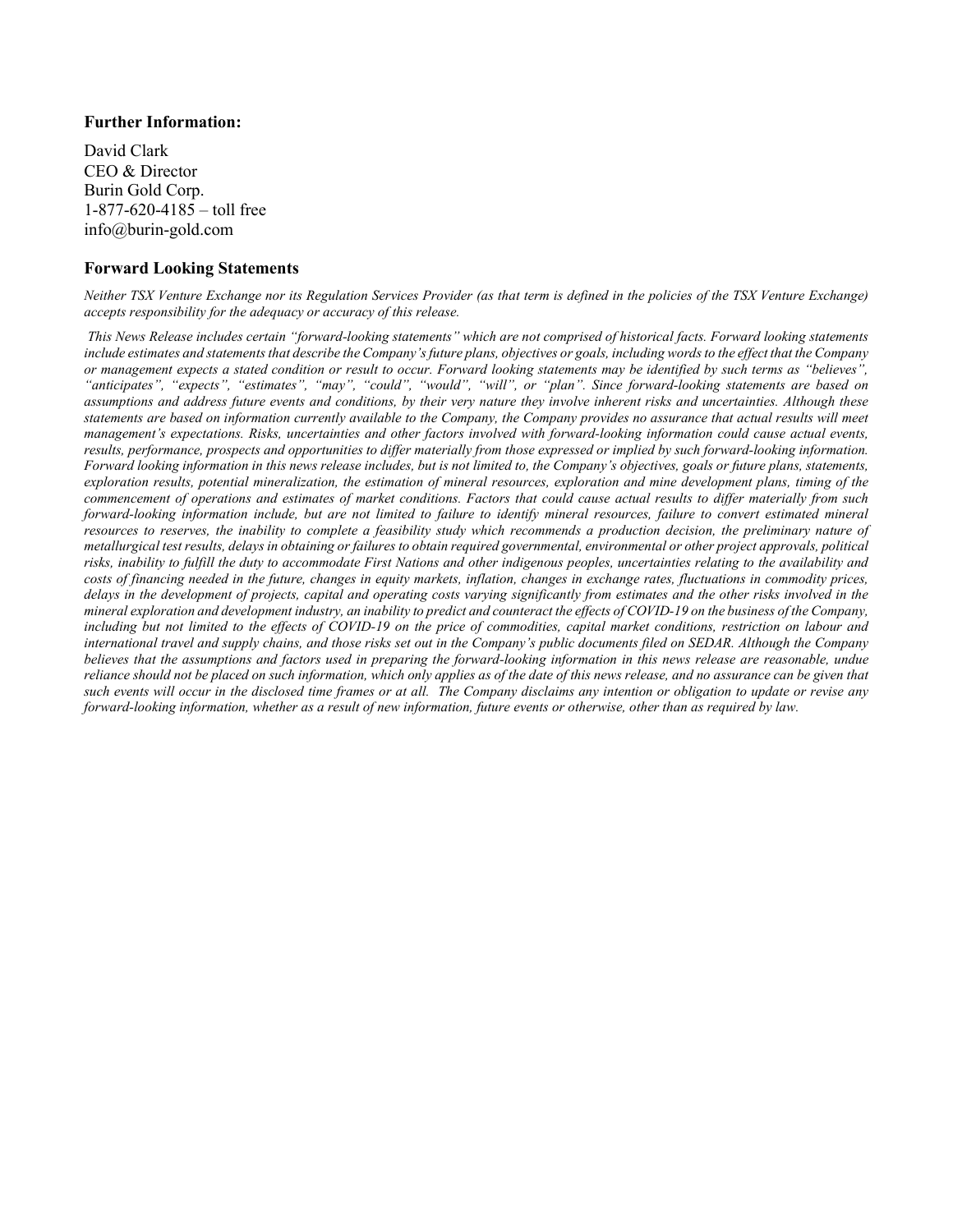### Further Information:

David Clark
CEO & Director
Burin Gold Corp.
1-877-620-4185 – toll free
info@burin-gold.com

### Forward Looking Statements

*Neither TSX Venture Exchange nor its Regulation Services Provider (as that term is defined in the policies of the TSX Venture Exchange) accepts responsibility for the adequacy or accuracy of this release.*

*This News Release includes certain "forward-looking statements" which are not comprised of historical facts. Forward looking statements include estimates and statements that describe the Company's future plans, objectives or goals, including words to the effect that the Company or management expects a stated condition or result to occur. Forward looking statements may be identified by such terms as "believes", "anticipates", "expects", "estimates", "may", "could", "would", "will", or "plan". Since forward-looking statements are based on assumptions and address future events and conditions, by their very nature they involve inherent risks and uncertainties. Although these statements are based on information currently available to the Company, the Company provides no assurance that actual results will meet management's expectations. Risks, uncertainties and other factors involved with forward-looking information could cause actual events, results, performance, prospects and opportunities to differ materially from those expressed or implied by such forward-looking information. Forward looking information in this news release includes, but is not limited to, the Company's objectives, goals or future plans, statements, exploration results, potential mineralization, the estimation of mineral resources, exploration and mine development plans, timing of the commencement of operations and estimates of market conditions. Factors that could cause actual results to differ materially from such forward-looking information include, but are not limited to failure to identify mineral resources, failure to convert estimated mineral resources to reserves, the inability to complete a feasibility study which recommends a production decision, the preliminary nature of metallurgical test results, delays in obtaining or failures to obtain required governmental, environmental or other project approvals, political risks, inability to fulfill the duty to accommodate First Nations and other indigenous peoples, uncertainties relating to the availability and costs of financing needed in the future, changes in equity markets, inflation, changes in exchange rates, fluctuations in commodity prices, delays in the development of projects, capital and operating costs varying significantly from estimates and the other risks involved in the mineral exploration and development industry, an inability to predict and counteract the effects of COVID-19 on the business of the Company, including but not limited to the effects of COVID-19 on the price of commodities, capital market conditions, restriction on labour and international travel and supply chains, and those risks set out in the Company's public documents filed on SEDAR. Although the Company believes that the assumptions and factors used in preparing the forward-looking information in this news release are reasonable, undue reliance should not be placed on such information, which only applies as of the date of this news release, and no assurance can be given that such events will occur in the disclosed time frames or at all. The Company disclaims any intention or obligation to update or revise any forward-looking information, whether as a result of new information, future events or otherwise, other than as required by law.*